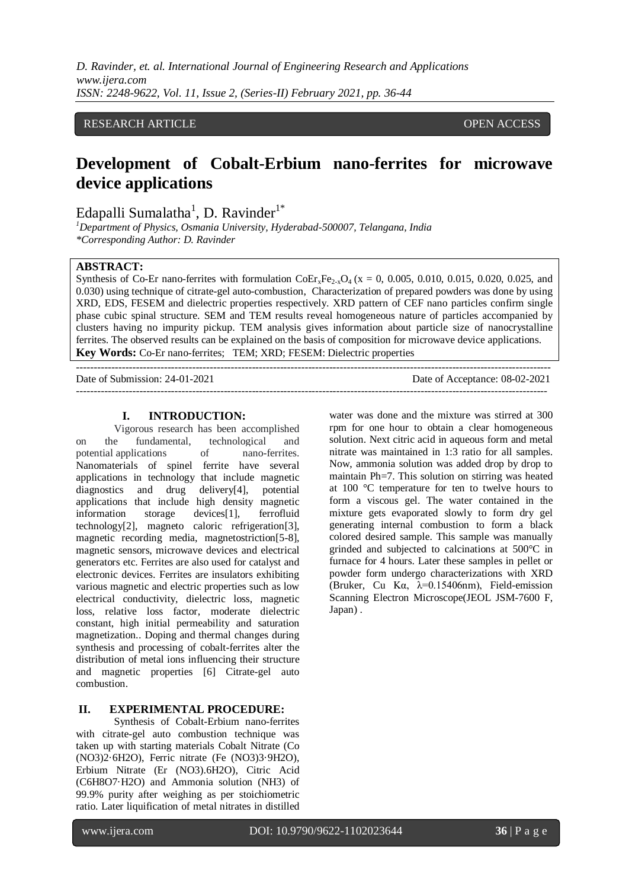RESEARCH ARTICLE OPEN ACCESS

# Development of Cobalt-Erbium nano-ferrites for microwave device applications

Edapalli Sumalatha[1], D. Ravinder[1*]

[1]Department of Physics, Osmania University, Hyderabad-500007, Telangana, India
*Corresponding Author: D. Ravinder

**ABSTRACT:**
Synthesis of Co-Er nano-ferrites with formulation $CoEr_xFe_{2-x}O_4$ (x = 0, 0.005, 0.010, 0.015, 0.020, 0.025, and 0.030) using technique of citrate-gel auto-combustion, Characterization of prepared powders was done by using XRD, EDS, FESEM and dielectric properties respectively. XRD pattern of CEF nano particles confirm single phase cubic spinal structure. SEM and TEM results reveal homogeneous nature of particles accompanied by clusters having no impurity pickup. TEM analysis gives information about particle size of nanocrystalline ferrites. The observed results can be explained on the basis of composition for microwave device applications.
**Key Words:** Co-Er nano-ferrites; TEM; XRD; FESEM: Dielectric properties

---

Date of Submission: 24-01-2021 Date of Acceptance: 08-02-2021

---

## I. INTRODUCTION:

Vigorous research has been accomplished on the fundamental, technological and potential applications of nano-ferrites. Nanomaterials of spinel ferrite have several applications in technology that include magnetic diagnostics and drug delivery[4], potential applications that include high density magnetic information storage devices[1], ferrofluid technology[2], magneto caloric refrigeration[3], magnetic recording media, magnetostriction[5-8], magnetic sensors, microwave devices and electrical generators etc. Ferrites are also used for catalyst and electronic devices. Ferrites are insulators exhibiting various magnetic and electric properties such as low electrical conductivity, dielectric loss, magnetic loss, relative loss factor, moderate dielectric constant, high initial permeability and saturation magnetization.. Doping and thermal changes during synthesis and processing of cobalt-ferrites alter the distribution of metal ions influencing their structure and magnetic properties [6] Citrate-gel auto combustion.

## II. EXPERIMENTAL PROCEDURE:

Synthesis of Cobalt-Erbium nano-ferrites with citrate-gel auto combustion technique was taken up with starting materials Cobalt Nitrate ($Co(NO_3)_2·6H_2O$), Ferric nitrate ($Fe(NO_3)_3·9H_2O$), Erbium Nitrate ($Er(NO_3).6H_2O$), Citric Acid ($C_6H_8O_7·H_2O$) and Ammonia solution ($NH_3$) of 99.9% purity after weighing as per stoichiometric ratio. Later liquification of metal nitrates in distilled water was done and the mixture was stirred at 300 rpm for one hour to obtain a clear homogeneous solution. Next citric acid in aqueous form and metal nitrate was maintained in 1:3 ratio for all samples. Now, ammonia solution was added drop by drop to maintain Ph=7. This solution on stirring was heated at 100 °C temperature for ten to twelve hours to form a viscous gel. The water contained in the mixture gets evaporated slowly to form dry gel generating internal combustion to form a black colored desired sample. This sample was manually grinded and subjected to calcinations at 500°C in furnace for 4 hours. Later these samples in pellet or powder form undergo characterizations with XRD (Bruker, Cu Kα, λ=0.15406nm), Field-emission Scanning Electron Microscope(JEOL JSM-7600 F, Japan) .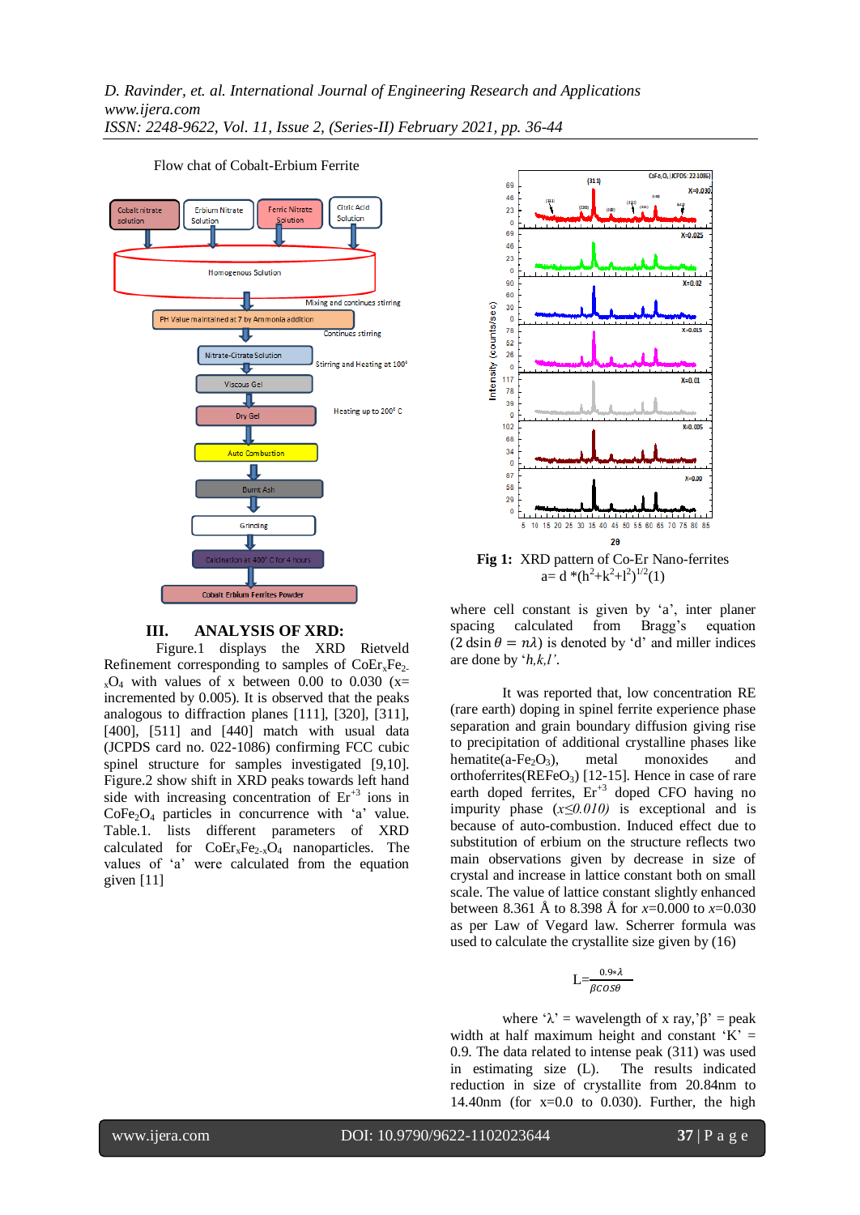Flow chat of Cobalt-Erbium Ferrite

Cobalt nitrate solution | Erbium Nitrate Solution | Ferric Nitrate Solution | Citric Acid Solution

Homogenous Solution

Mixing and continues stirring

PH Value maintained at 7 by Ammonia addition

Continues stirring

Nitrate-Citrate Solution

Stirring and Heating at 100°

Viscous Gel

Heating up to 200° C

Dry Gel

Auto Combustion

Burnt Ash

Grinding

Calcination at 400° C for 4 hours

Cobalt Erbium Ferrites Powder

## III. ANALYSIS OF XRD:

Figure.1 displays the XRD Rietveld Refinement corresponding to samples of $CoEr_xFe_{2-x}O_4$ with values of x between 0.00 to 0.030 (x= incremented by 0.005). It is observed that the peaks analogous to diffraction planes [111], [320], [311], [400], [511] and [440] match with usual data (JCPDS card no. 022-1086) confirming FCC cubic spinel structure for samples investigated [9,10]. Figure.2 show shift in XRD peaks towards left hand side with increasing concentration of $Er^{+3}$ ions in $CoFe_2O_4$ particles in concurrence with 'a' value. Table.1. lists different parameters of XRD calculated for $CoEr_xFe_{2-x}O_4$ nanoparticles. The values of 'a' were calculated from the equation given [11]

**Fig 1:** XRD pattern of Co-Er Nano-ferrites

$$a = d * (h^2+k^2+l^2)^{1/2} \quad (1)$$

where cell constant is given by 'a', inter planer spacing calculated from Bragg's equation ($2 d\sin\theta = n\lambda$) is denoted by 'd' and miller indices are done by '*h,k,l*'.

It was reported that, low concentration RE (rare earth) doping in spinel ferrite experience phase separation and grain boundary diffusion giving rise to precipitation of additional crystalline phases like hematite($a$-$Fe_2O_3$), metal monoxides and orthoferrites($REFeO_3$) [12-15]. Hence in case of rare earth doped ferrites, $Er^{+3}$ doped CFO having no impurity phase ($x \leq 0.010$) is exceptional and is because of auto-combustion. Induced effect due to substitution of erbium on the structure reflects two main observations given by decrease in size of crystal and increase in lattice constant both on small scale. The value of lattice constant slightly enhanced between 8.361 Å to 8.398 Å for $x$=0.000 to $x$=0.030 as per Law of Vegard law. Scherrer formula was used to calculate the crystallite size given by (16)

$$L = \frac{0.9 * \lambda}{\beta cos\theta}$$

where 'λ' = wavelength of x ray,'β' = peak width at half maximum height and constant 'K' = 0.9. The data related to intense peak (311) was used in estimating size (L). The results indicated reduction in size of crystallite from 20.84nm to 14.40nm (for x=0.0 to 0.030). Further, the high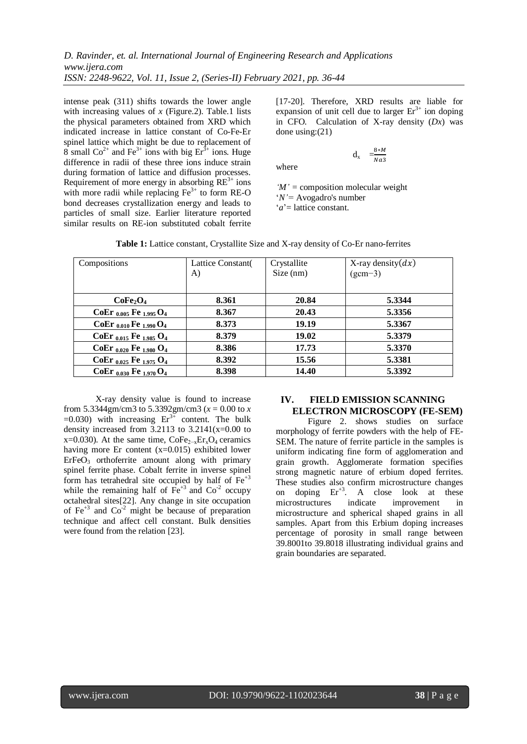intense peak (311) shifts towards the lower angle with increasing values of *x* (Figure.2). Table.1 lists the physical parameters obtained from XRD which indicated increase in lattice constant of Co-Fe-Er spinel lattice which might be due to replacement of 8 small $Co^{2+}$ and $Fe^{3+}$ ions with big $Er^{3+}$ ions. Huge difference in radii of these three ions induce strain during formation of lattice and diffusion processes. Requirement of more energy in absorbing $RE^{3+}$ ions with more radii while replacing $Fe^{3+}$ to form RE-O bond decreases crystallization energy and leads to particles of small size. Earlier literature reported similar results on RE-ion substituted cobalt ferrite [17-20]. Therefore, XRD results are liable for expansion of unit cell due to larger $Er^{3+}$ ion doping in CFO. Calculation of X-ray density (*Dx*) was done using:(21)

$$d_x = \frac{8*M}{Na3}$$

where

*'M'* = composition molecular weight
'*N'*= Avogadro's number
'*a*'= lattice constant.

**Table 1:** Lattice constant, Crystallite Size and X-ray density of Co-Er nano-ferrites

| Compositions | Lattice Constant( A) | Crystallite Size (nm) | X-ray density($dx$) (gcm−3) |
|---|---|---|---|
| **$CoFe_2O_4$** | **8.361** | **20.84** | **5.3344** |
| **$CoEr_{0.005} Fe_{1.995} O_4$** | **8.367** | **20.43** | **5.3356** |
| **$CoEr_{0.010} Fe_{1.990} O_4$** | **8.373** | **19.19** | **5.3367** |
| **$CoEr_{0.015} Fe_{1.985} O_4$** | **8.379** | **19.02** | **5.3379** |
| **$CoEr_{0.020} Fe_{1.980} O_4$** | **8.386** | **17.73** | **5.3370** |
| **$CoEr_{0.025} Fe_{1.975} O_4$** | **8.392** | **15.56** | **5.3381** |
| **$CoEr_{0.030} Fe_{1.970} O_4$** | **8.398** | **14.40** | **5.3392** |

X-ray density value is found to increase from 5.3344gm/cm3 to 5.3392gm/cm3 ($x = 0.00$ to $x = 0.030$) with increasing $Er^{3+}$ content. The bulk density increased from 3.2113 to 3.2141(x=0.00 to x=0.030). At the same time, $CoFe_{2-x}Er_xO_4$ ceramics having more Er content (x=0.015) exhibited lower $ErFeO_3$ orthoferrite amount along with primary spinel ferrite phase. Cobalt ferrite in inverse spinel form has tetrahedral site occupied by half of $Fe^{+3}$ while the remaining half of $Fe^{+3}$ and $Co^{-2}$ occupy octahedral sites[22]. Any change in site occupation of $Fe^{+3}$ and $Co^{-2}$ might be because of preparation technique and affect cell constant. Bulk densities were found from the relation [23].

## IV. FIELD EMISSION SCANNING ELECTRON MICROSCOPY (FE-SEM)

Figure 2. shows studies on surface morphology of ferrite powders with the help of FE-SEM. The nature of ferrite particle in the samples is uniform indicating fine form of agglomeration and grain growth. Agglomerate formation specifies strong magnetic nature of erbium doped ferrites. These studies also confirm microstructure changes on doping $Er^{+3}$. A close look at these microstructures indicate improvement in microstructure and spherical shaped grains in all samples. Apart from this Erbium doping increases percentage of porosity in small range between 39.8001to 39.8018 illustrating individual grains and grain boundaries are separated.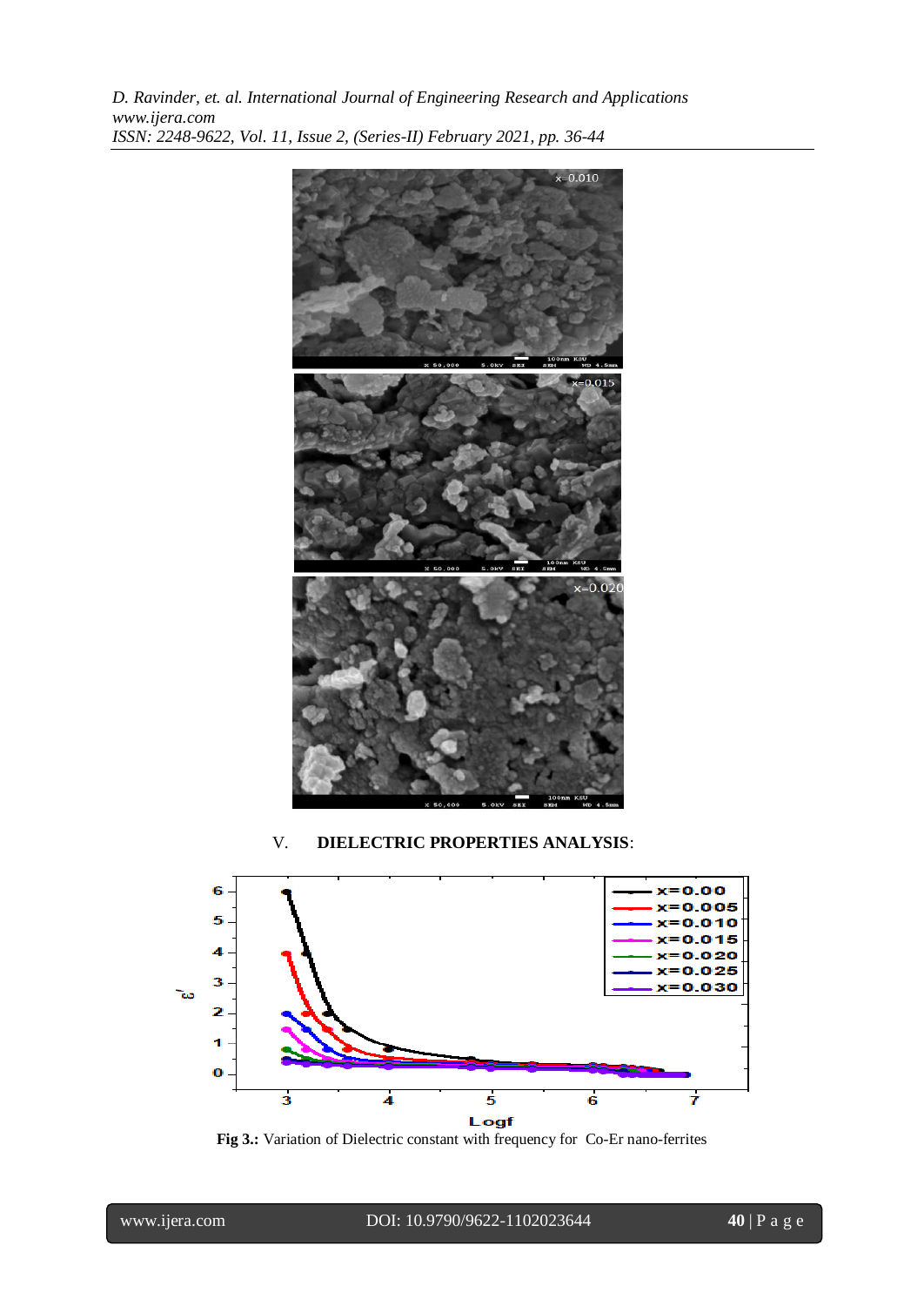## V. DIELECTRIC PROPERTIES ANALYSIS:

**Fig 3.:** Variation of Dielectric constant with frequency for Co-Er nano-ferrites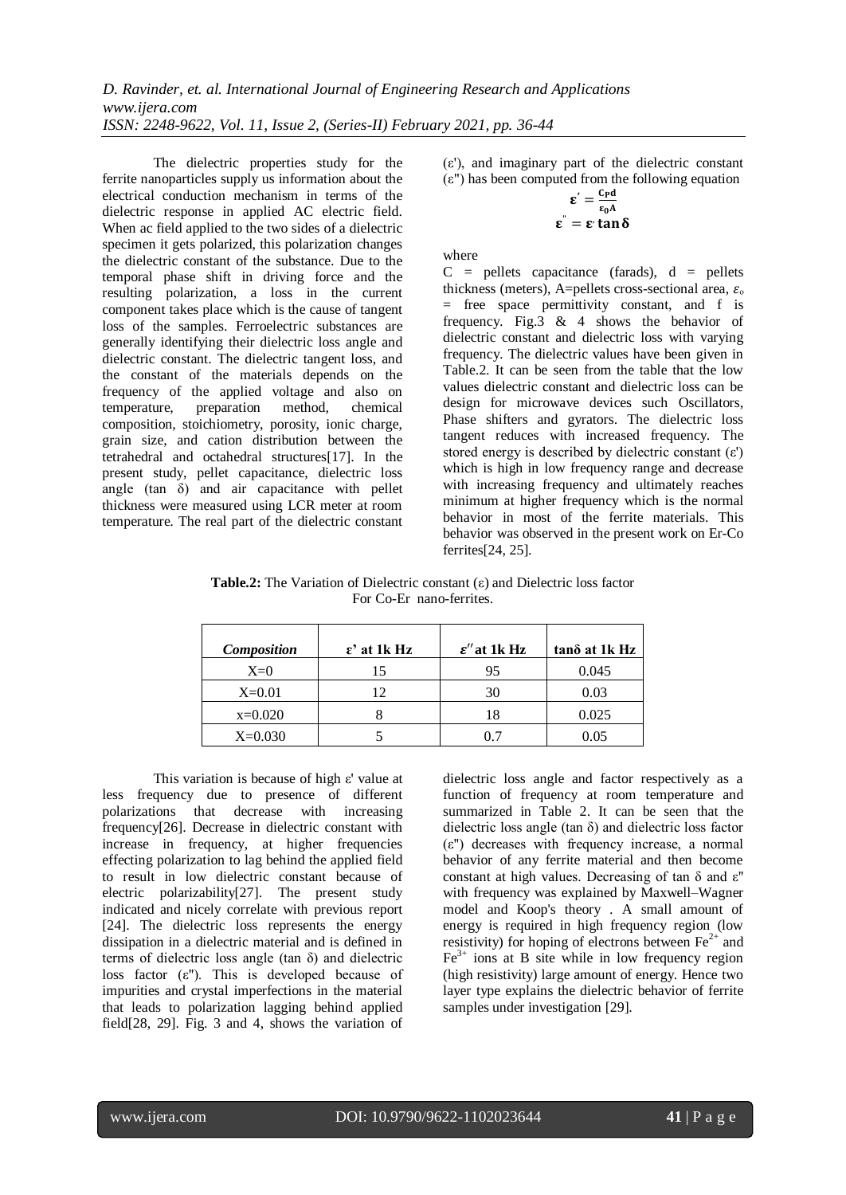The dielectric properties study for the ferrite nanoparticles supply us information about the electrical conduction mechanism in terms of the dielectric response in applied AC electric field. When ac field applied to the two sides of a dielectric specimen it gets polarized, this polarization changes the dielectric constant of the substance. Due to the temporal phase shift in driving force and the resulting polarization, a loss in the current component takes place which is the cause of tangent loss of the samples. Ferroelectric substances are generally identifying their dielectric loss angle and dielectric constant. The dielectric tangent loss, and the constant of the materials depends on the frequency of the applied voltage and also on temperature, preparation method, chemical composition, stoichiometry, porosity, ionic charge, grain size, and cation distribution between the tetrahedral and octahedral structures[17]. In the present study, pellet capacitance, dielectric loss angle (tan δ) and air capacitance with pellet thickness were measured using LCR meter at room temperature. The real part of the dielectric constant (ε'), and imaginary part of the dielectric constant (ε") has been computed from the following equation

$$\varepsilon' = \frac{C_P d}{\varepsilon_0 A}$$

$$\varepsilon'' = \varepsilon' \tan\delta$$

where

C = pellets capacitance (farads), d = pellets thickness (meters), A=pellets cross-sectional area, $\varepsilon_o$ = free space permittivity constant, and f is frequency. Fig.3 & 4 shows the behavior of dielectric constant and dielectric loss with varying frequency. The dielectric values have been given in Table.2. It can be seen from the table that the low values dielectric constant and dielectric loss can be design for microwave devices such Oscillators, Phase shifters and gyrators. The dielectric loss tangent reduces with increased frequency. The stored energy is described by dielectric constant (ε') which is high in low frequency range and decrease with increasing frequency and ultimately reaches minimum at higher frequency which is the normal behavior in most of the ferrite materials. This behavior was observed in the present work on Er-Co ferrites[24, 25].

**Table.2:** The Variation of Dielectric constant (ε) and Dielectric loss factor For Co-Er nano-ferrites.

| *Composition* | ε' at 1k Hz | ε'' at 1k Hz | tanδ at 1k Hz |
|---|---|---|---|
| X=0 | 15 | 95 | 0.045 |
| X=0.01 | 12 | 30 | 0.03 |
| x=0.020 | 8 | 18 | 0.025 |
| X=0.030 | 5 | 0.7 | 0.05 |

This variation is because of high ε' value at less frequency due to presence of different polarizations that decrease with increasing frequency[26]. Decrease in dielectric constant with increase in frequency, at higher frequencies effecting polarization to lag behind the applied field to result in low dielectric constant because of electric polarizability[27]. The present study indicated and nicely correlate with previous report [24]. The dielectric loss represents the energy dissipation in a dielectric material and is defined in terms of dielectric loss angle (tan δ) and dielectric loss factor (ε"). This is developed because of impurities and crystal imperfections in the material that leads to polarization lagging behind applied field[28, 29]. Fig. 3 and 4, shows the variation of dielectric loss angle and factor respectively as a function of frequency at room temperature and summarized in Table 2. It can be seen that the dielectric loss angle (tan δ) and dielectric loss factor (ε") decreases with frequency increase, a normal behavior of any ferrite material and then become constant at high values. Decreasing of tan δ and ε" with frequency was explained by Maxwell–Wagner model and Koop's theory . A small amount of energy is required in high frequency region (low resistivity) for hoping of electrons between $Fe^{2+}$ and $Fe^{3+}$ ions at B site while in low frequency region (high resistivity) large amount of energy. Hence two layer type explains the dielectric behavior of ferrite samples under investigation [29].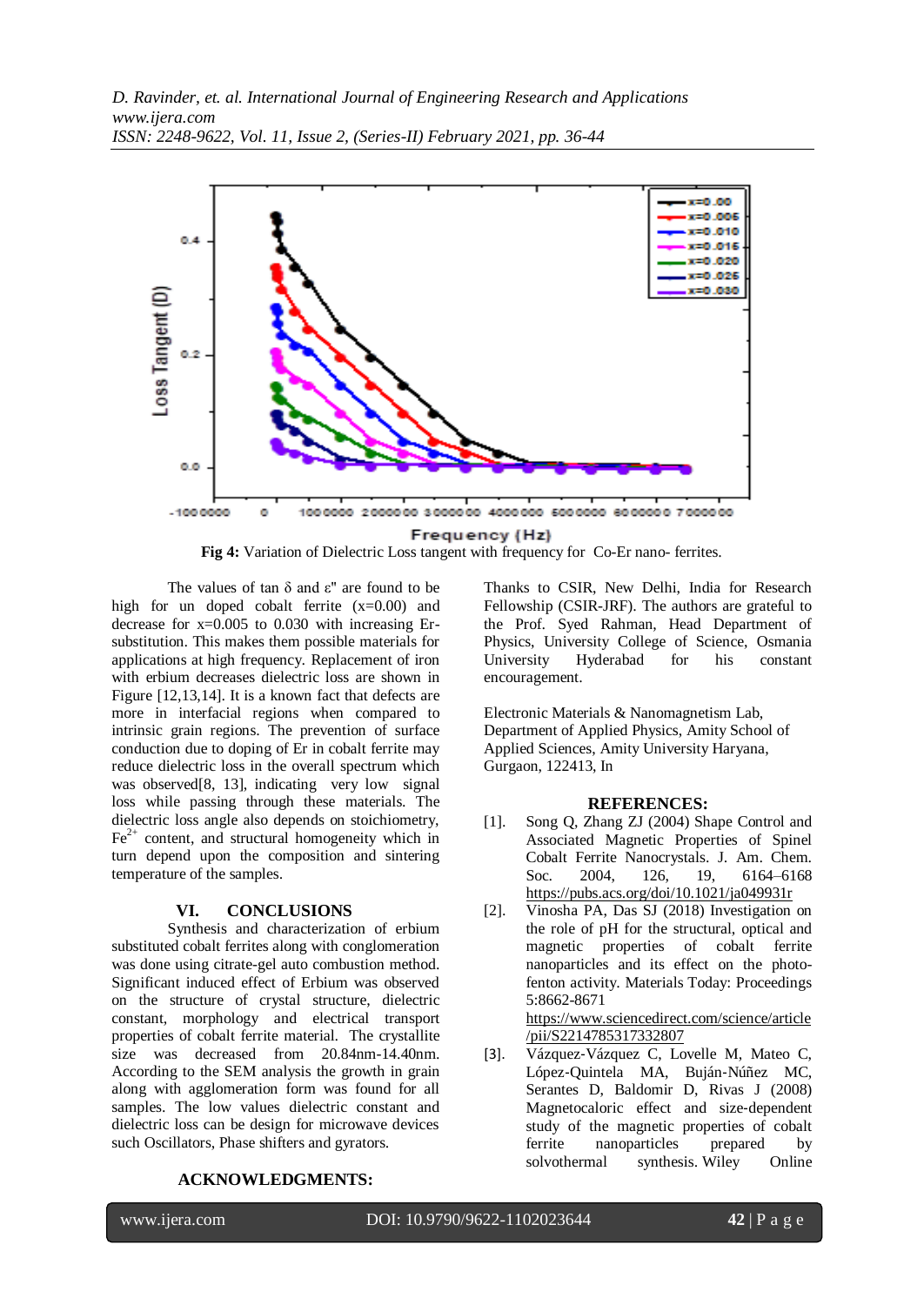**Fig 4:** Variation of Dielectric Loss tangent with frequency for Co-Er nano- ferrites.

The values of tan δ and ε" are found to be high for un doped cobalt ferrite (x=0.00) and decrease for x=0.005 to 0.030 with increasing Er-substitution. This makes them possible materials for applications at high frequency. Replacement of iron with erbium decreases dielectric loss are shown in Figure [12,13,14]. It is a known fact that defects are more in interfacial regions when compared to intrinsic grain regions. The prevention of surface conduction due to doping of Er in cobalt ferrite may reduce dielectric loss in the overall spectrum which was observed[8, 13], indicating very low signal loss while passing through these materials. The dielectric loss angle also depends on stoichiometry, $Fe^{2+}$ content, and structural homogeneity which in turn depend upon the composition and sintering temperature of the samples.

## VI. CONCLUSIONS

Synthesis and characterization of erbium substituted cobalt ferrites along with conglomeration was done using citrate-gel auto combustion method. Significant induced effect of Erbium was observed on the structure of crystal structure, dielectric constant, morphology and electrical transport properties of cobalt ferrite material. The crystallite size was decreased from 20.84nm-14.40nm. According to the SEM analysis the growth in grain along with agglomeration form was found for all samples. The low values dielectric constant and dielectric loss can be design for microwave devices such Oscillators, Phase shifters and gyrators.

## ACKNOWLEDGMENTS:

Thanks to CSIR, New Delhi, India for Research Fellowship (CSIR-JRF). The authors are grateful to the Prof. Syed Rahman, Head Department of Physics, University College of Science, Osmania University Hyderabad for his constant encouragement.

Electronic Materials & Nanomagnetism Lab, Department of Applied Physics, Amity School of Applied Sciences, Amity University Haryana, Gurgaon, 122413, In

## REFERENCES:

[1]. Song Q, Zhang ZJ (2004) Shape Control and Associated Magnetic Properties of Spinel Cobalt Ferrite Nanocrystals. J. Am. Chem. Soc. 2004, 126, 19, 6164–6168 https://pubs.acs.org/doi/10.1021/ja049931r

[2]. Vinosha PA, Das SJ (2018) Investigation on the role of pH for the structural, optical and magnetic properties of cobalt ferrite nanoparticles and its effect on the photo-fenton activity. Materials Today: Proceedings 5:8662-8671 https://www.sciencedirect.com/science/article/pii/S2214785317332807

[3]. Vázquez-Vázquez C, Lovelle M, Mateo C, López-Quintela MA, Buján-Núñez MC, Serantes D, Baldomir D, Rivas J (2008) Magnetocaloric effect and size-dependent study of the magnetic properties of cobalt ferrite nanoparticles prepared by solvothermal synthesis. Wiley Online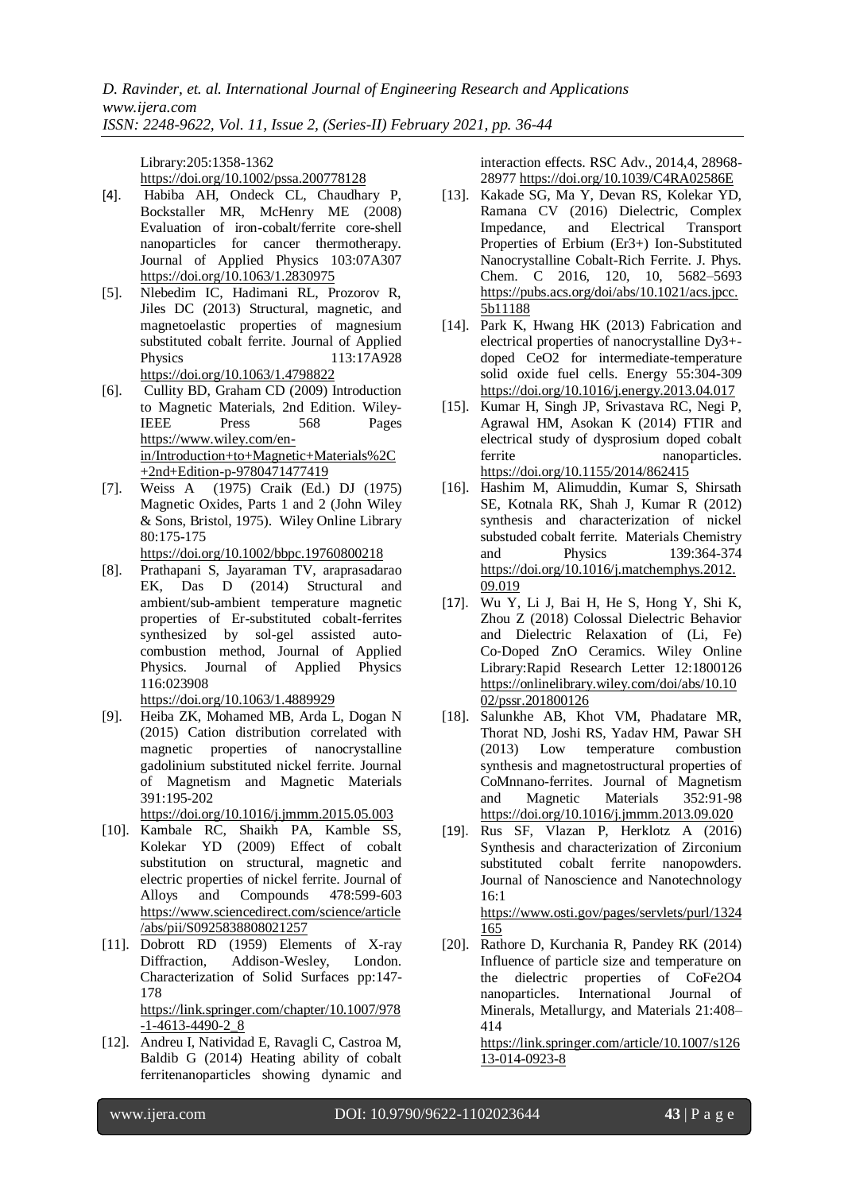Library:205:1358-1362
https://doi.org/10.1002/pssa.200778128

[4]. Habiba AH, Ondeck CL, Chaudhary P, Bockstaller MR, McHenry ME (2008) Evaluation of iron-cobalt/ferrite core-shell nanoparticles for cancer thermotherapy. Journal of Applied Physics 103:07A307 https://doi.org/10.1063/1.2830975

[5]. Nlebedim IC, Hadimani RL, Prozorov R, Jiles DC (2013) Structural, magnetic, and magnetoelastic properties of magnesium substituted cobalt ferrite. Journal of Applied Physics 113:17A928 https://doi.org/10.1063/1.4798822

[6]. Cullity BD, Graham CD (2009) Introduction to Magnetic Materials, 2nd Edition. Wiley-IEEE Press 568 Pages https://www.wiley.com/en-in/Introduction+to+Magnetic+Materials%2C+2nd+Edition-p-9780471477419

[7]. Weiss A (1975) Craik (Ed.) DJ (1975) Magnetic Oxides, Parts 1 and 2 (John Wiley & Sons, Bristol, 1975). Wiley Online Library 80:175-175 https://doi.org/10.1002/bbpc.19760800218

[8]. Prathapani S, Jayaraman TV, araprasadarao EK, Das D (2014) Structural and ambient/sub-ambient temperature magnetic properties of Er-substituted cobalt-ferrites synthesized by sol-gel assisted auto-combustion method, Journal of Applied Physics. Journal of Applied Physics 116:023908 https://doi.org/10.1063/1.4889929

[9]. Heiba ZK, Mohamed MB, Arda L, Dogan N (2015) Cation distribution correlated with magnetic properties of nanocrystalline gadolinium substituted nickel ferrite. Journal of Magnetism and Magnetic Materials 391:195-202 https://doi.org/10.1016/j.jmmm.2015.05.003

[10]. Kambale RC, Shaikh PA, Kamble SS, Kolekar YD (2009) Effect of cobalt substitution on structural, magnetic and electric properties of nickel ferrite. Journal of Alloys and Compounds 478:599-603 https://www.sciencedirect.com/science/article/abs/pii/S0925838808021257

[11]. Dobrott RD (1959) Elements of X-ray Diffraction, Addison-Wesley, London. Characterization of Solid Surfaces pp:147-178 https://link.springer.com/chapter/10.1007/978-1-4613-4490-2_8

[12]. Andreu I, Natividad E, Ravagli C, Castroa M, Baldib G (2014) Heating ability of cobalt ferritenanoparticles showing dynamic and interaction effects. RSC Adv., 2014,4, 28968-28977 https://doi.org/10.1039/C4RA02586E

[13]. Kakade SG, Ma Y, Devan RS, Kolekar YD, Ramana CV (2016) Dielectric, Complex Impedance, and Electrical Transport Properties of Erbium (Er3+) Ion-Substituted Nanocrystalline Cobalt-Rich Ferrite. J. Phys. Chem. C 2016, 120, 10, 5682–5693 https://pubs.acs.org/doi/abs/10.1021/acs.jpcc.5b11188

[14]. Park K, Hwang HK (2013) Fabrication and electrical properties of nanocrystalline Dy3+-doped CeO2 for intermediate-temperature solid oxide fuel cells. Energy 55:304-309 https://doi.org/10.1016/j.energy.2013.04.017

[15]. Kumar H, Singh JP, Srivastava RC, Negi P, Agrawal HM, Asokan K (2014) FTIR and electrical study of dysprosium doped cobalt ferrite nanoparticles. https://doi.org/10.1155/2014/862415

[16]. Hashim M, Alimuddin, Kumar S, Shirsath SE, Kotnala RK, Shah J, Kumar R (2012) synthesis and characterization of nickel substuded cobalt ferrite. Materials Chemistry and Physics 139:364-374 https://doi.org/10.1016/j.matchemphys.2012.09.019

[17]. Wu Y, Li J, Bai H, He S, Hong Y, Shi K, Zhou Z (2018) Colossal Dielectric Behavior and Dielectric Relaxation of (Li, Fe) Co-Doped ZnO Ceramics. Wiley Online Library:Rapid Research Letter 12:1800126 https://onlinelibrary.wiley.com/doi/abs/10.1002/pssr.201800126

[18]. Salunkhe AB, Khot VM, Phadatare MR, Thorat ND, Joshi RS, Yadav HM, Pawar SH (2013) Low temperature combustion synthesis and magnetostructural properties of CoMnnano-ferrites. Journal of Magnetism and Magnetic Materials 352:91-98 https://doi.org/10.1016/j.jmmm.2013.09.020

[19]. Rus SF, Vlazan P, Herklotz A (2016) Synthesis and characterization of Zirconium substituted cobalt ferrite nanopowders. Journal of Nanoscience and Nanotechnology 16:1 https://www.osti.gov/pages/servlets/purl/1324165

[20]. Rathore D, Kurchania R, Pandey RK (2014) Influence of particle size and temperature on the dielectric properties of CoFe2O4 nanoparticles. International Journal of Minerals, Metallurgy, and Materials 21:408–414 https://link.springer.com/article/10.1007/s12613-014-0923-8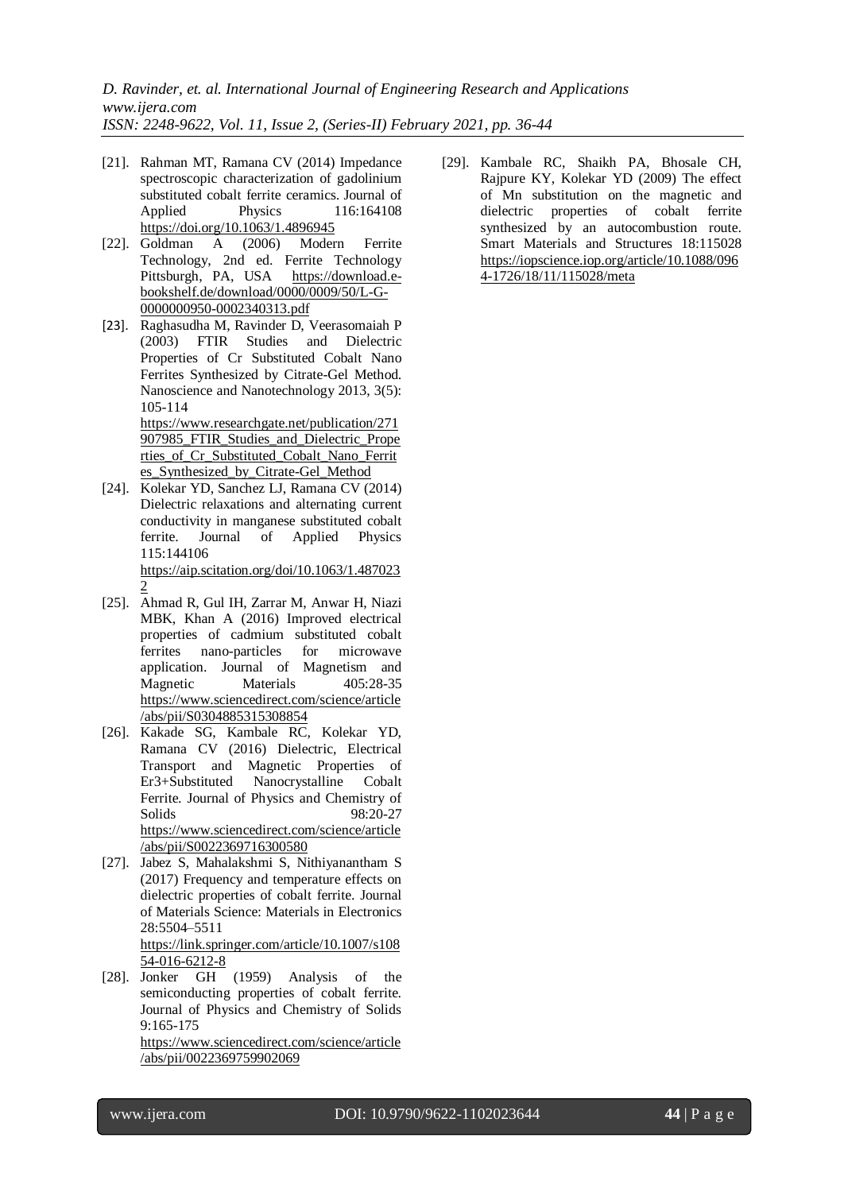[21]. Rahman MT, Ramana CV (2014) Impedance spectroscopic characterization of gadolinium substituted cobalt ferrite ceramics. Journal of Applied Physics 116:164108 https://doi.org/10.1063/1.4896945

[22]. Goldman A (2006) Modern Ferrite Technology, 2nd ed. Ferrite Technology Pittsburgh, PA, USA https://download.e-bookshelf.de/download/0000/0009/50/L-G-0000000950-0002340313.pdf

[23]. Raghasudha M, Ravinder D, Veerasomaiah P (2003) FTIR Studies and Dielectric Properties of Cr Substituted Cobalt Nano Ferrites Synthesized by Citrate-Gel Method. Nanoscience and Nanotechnology 2013, 3(5): 105-114 https://www.researchgate.net/publication/271907985_FTIR_Studies_and_Dielectric_Properties_of_Cr_Substituted_Cobalt_Nano_Ferrites_Synthesized_by_Citrate-Gel_Method

[24]. Kolekar YD, Sanchez LJ, Ramana CV (2014) Dielectric relaxations and alternating current conductivity in manganese substituted cobalt ferrite. Journal of Applied Physics 115:144106 https://aip.scitation.org/doi/10.1063/1.4870232

[25]. Ahmad R, Gul IH, Zarrar M, Anwar H, Niazi MBK, Khan A (2016) Improved electrical properties of cadmium substituted cobalt ferrites nano-particles for microwave application. Journal of Magnetism and Magnetic Materials 405:28-35 https://www.sciencedirect.com/science/article/abs/pii/S0304885315308854

[26]. Kakade SG, Kambale RC, Kolekar YD, Ramana CV (2016) Dielectric, Electrical Transport and Magnetic Properties of Er3+Substituted Nanocrystalline Cobalt Ferrite. Journal of Physics and Chemistry of Solids 98:20-27 https://www.sciencedirect.com/science/article/abs/pii/S0022369716300580

[27]. Jabez S, Mahalakshmi S, Nithiyanantham S (2017) Frequency and temperature effects on dielectric properties of cobalt ferrite. Journal of Materials Science: Materials in Electronics 28:5504–5511 https://link.springer.com/article/10.1007/s10854-016-6212-8

[28]. Jonker GH (1959) Analysis of the semiconducting properties of cobalt ferrite. Journal of Physics and Chemistry of Solids 9:165-175 https://www.sciencedirect.com/science/article/abs/pii/0022369759902069

[29]. Kambale RC, Shaikh PA, Bhosale CH, Rajpure KY, Kolekar YD (2009) The effect of Mn substitution on the magnetic and dielectric properties of cobalt ferrite synthesized by an autocombustion route. Smart Materials and Structures 18:115028 https://iopscience.iop.org/article/10.1088/0964-1726/18/11/115028/meta